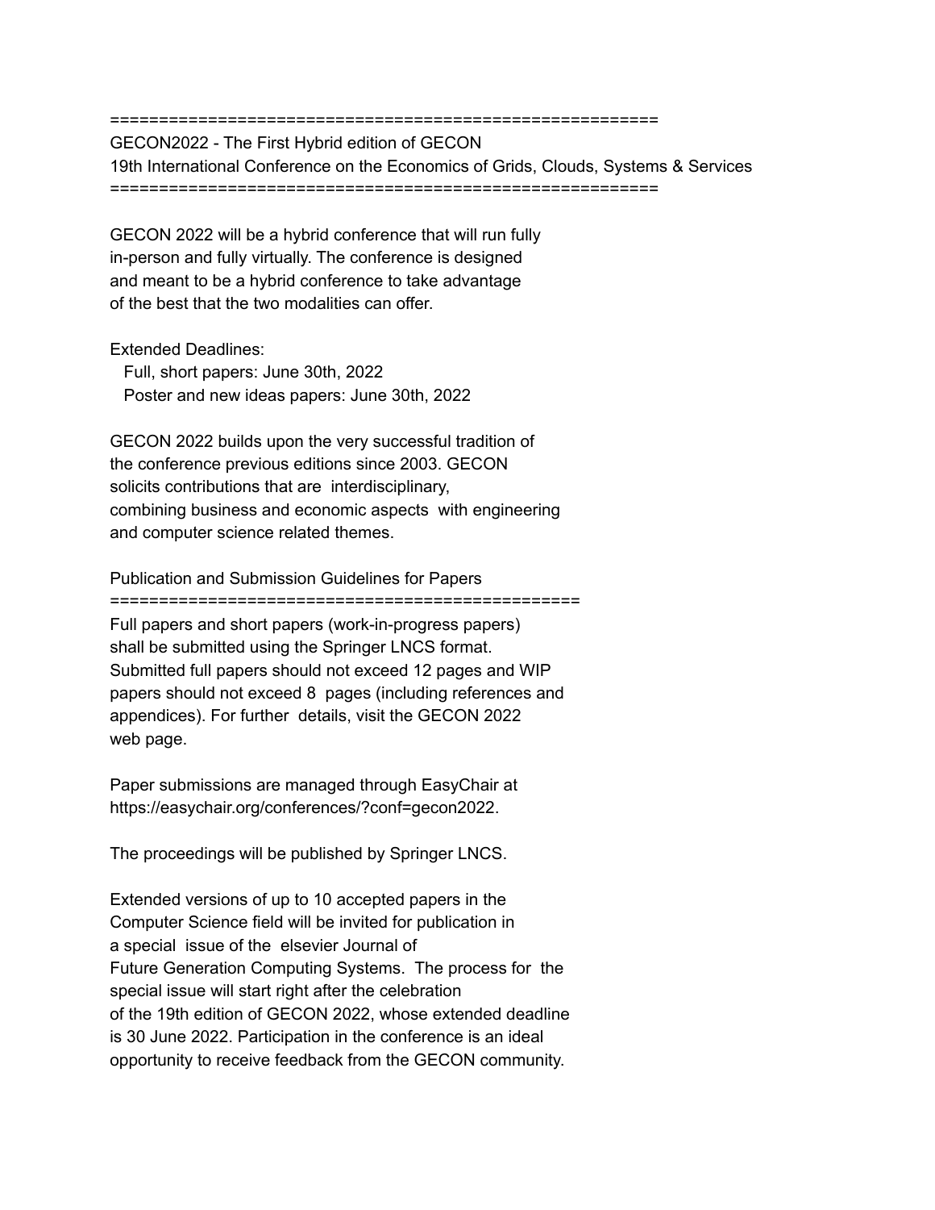# GECON2022 - The First Hybrid edition of GECON

## 19th International Conference on the Economics of Grids, Clouds, Systems & Services

GECON 2022 will be a hybrid conference that will run fully in-person and fully virtually. The conference is designed and meant to be a hybrid conference to take advantage of the best that the two modalities can offer.

Extended Deadlines:

- Full, short papers: June 30th, 2022
- Poster and new ideas papers: June 30th, 2022

GECON 2022 builds upon the very successful tradition of the conference previous editions since 2003. GECON solicits contributions that are interdisciplinary, combining business and economic aspects with engineering and computer science related themes.

## Publication and Submission Guidelines for Papers

Full papers and short papers (work-in-progress papers) shall be submitted using the Springer LNCS format. Submitted full papers should not exceed 12 pages and WIP papers should not exceed 8 pages (including references and appendices). For further details, visit the GECON 2022 web page.

Paper submissions are managed through EasyChair at https://easychair.org/conferences/?conf=gecon2022.

The proceedings will be published by Springer LNCS.

Extended versions of up to 10 accepted papers in the Computer Science field will be invited for publication in a special issue of the elsevier Journal of Future Generation Computing Systems. The process for the special issue will start right after the celebration of the 19th edition of GECON 2022, whose extended deadline is 30 June 2022. Participation in the conference is an ideal opportunity to receive feedback from the GECON community.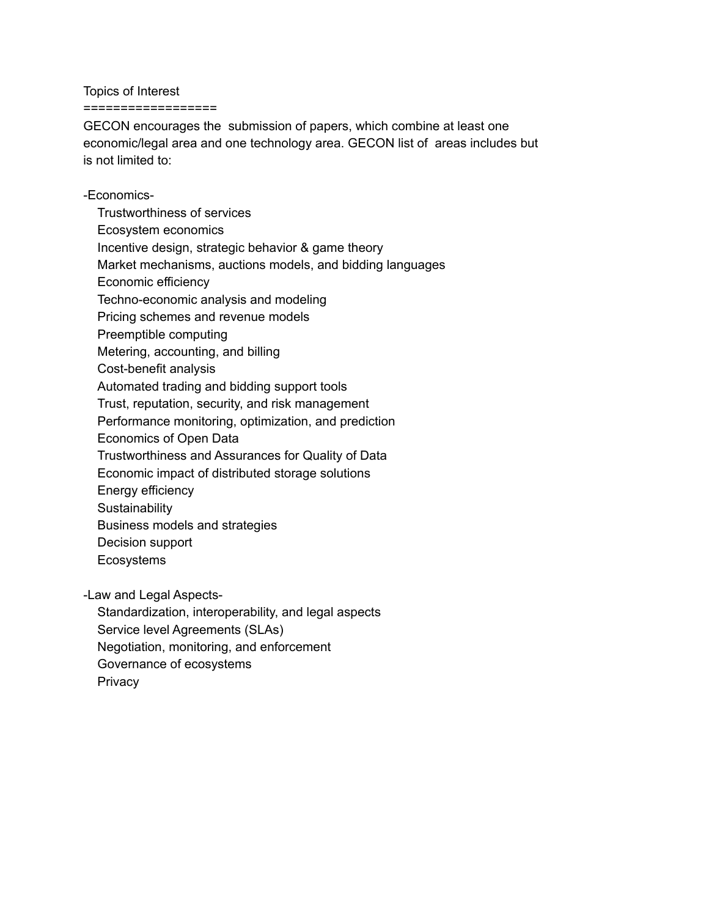## Topics of Interest

GECON encourages the submission of papers, which combine at least one economic/legal area and one technology area. GECON list of areas includes but is not limited to:

-Economics-

- Trustworthiness of services
- Ecosystem economics
- Incentive design, strategic behavior & game theory
- Market mechanisms, auctions models, and bidding languages
- Economic efficiency
- Techno-economic analysis and modeling
- Pricing schemes and revenue models
- Preemptible computing
- Metering, accounting, and billing
- Cost-benefit analysis
- Automated trading and bidding support tools
- Trust, reputation, security, and risk management
- Performance monitoring, optimization, and prediction
- Economics of Open Data
- Trustworthiness and Assurances for Quality of Data
- Economic impact of distributed storage solutions
- Energy efficiency
- Sustainability
- Business models and strategies
- Decision support
- Ecosystems

-Law and Legal Aspects-

- Standardization, interoperability, and legal aspects
- Service level Agreements (SLAs)
- Negotiation, monitoring, and enforcement
- Governance of ecosystems
- Privacy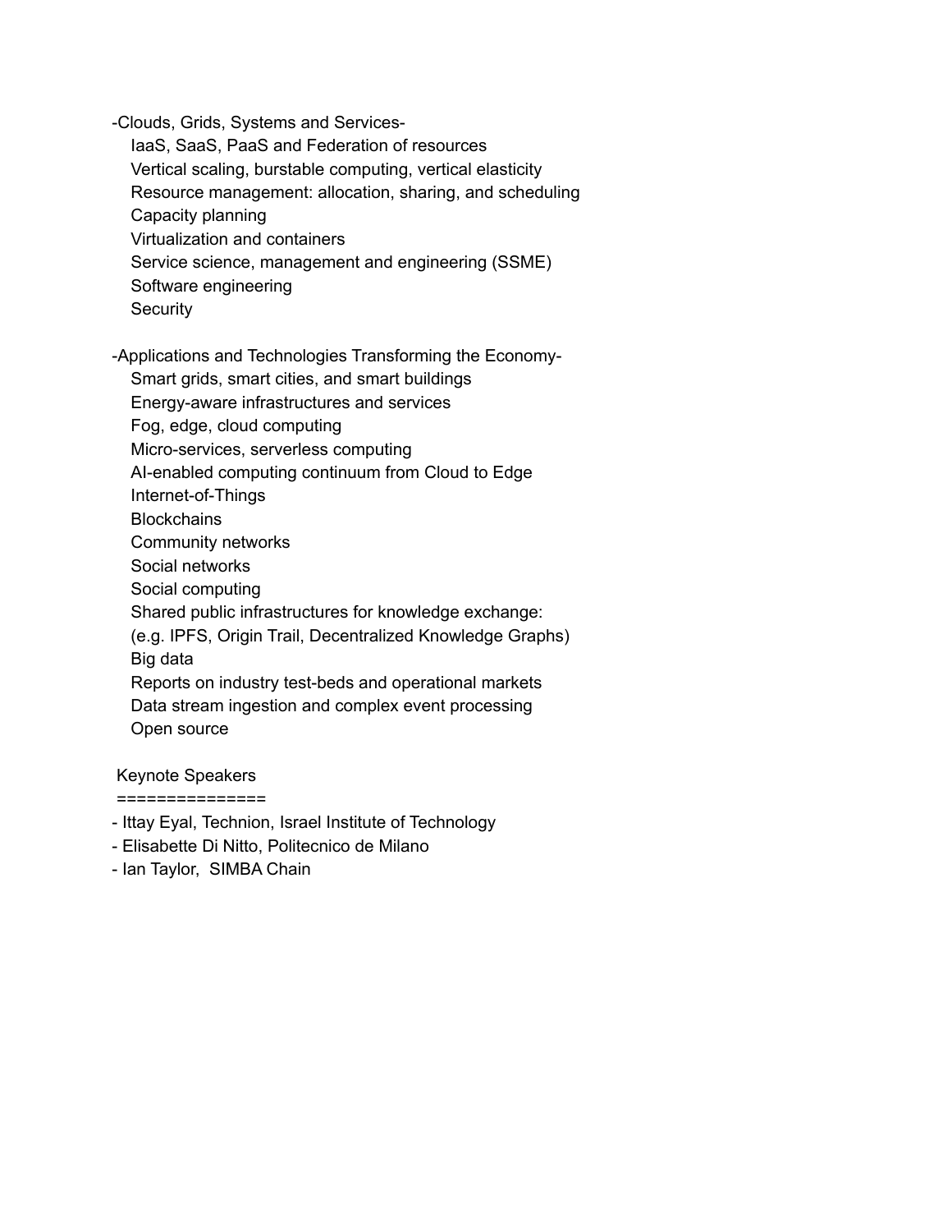-Clouds, Grids, Systems and Services-

- IaaS, SaaS, PaaS and Federation of resources
- Vertical scaling, burstable computing, vertical elasticity
- Resource management: allocation, sharing, and scheduling
- Capacity planning
- Virtualization and containers
- Service science, management and engineering (SSME)
- Software engineering
- Security

-Applications and Technologies Transforming the Economy-

- Smart grids, smart cities, and smart buildings
- Energy-aware infrastructures and services
- Fog, edge, cloud computing
- Micro-services, serverless computing
- AI-enabled computing continuum from Cloud to Edge
- Internet-of-Things
- Blockchains
- Community networks
- Social networks
- Social computing
- Shared public infrastructures for knowledge exchange:
  (e.g. IPFS, Origin Trail, Decentralized Knowledge Graphs)
- Big data
- Reports on industry test-beds and operational markets
- Data stream ingestion and complex event processing
- Open source

## Keynote Speakers

- Ittay Eyal, Technion, Israel Institute of Technology
- Elisabette Di Nitto, Politecnico de Milano
- Ian Taylor, SIMBA Chain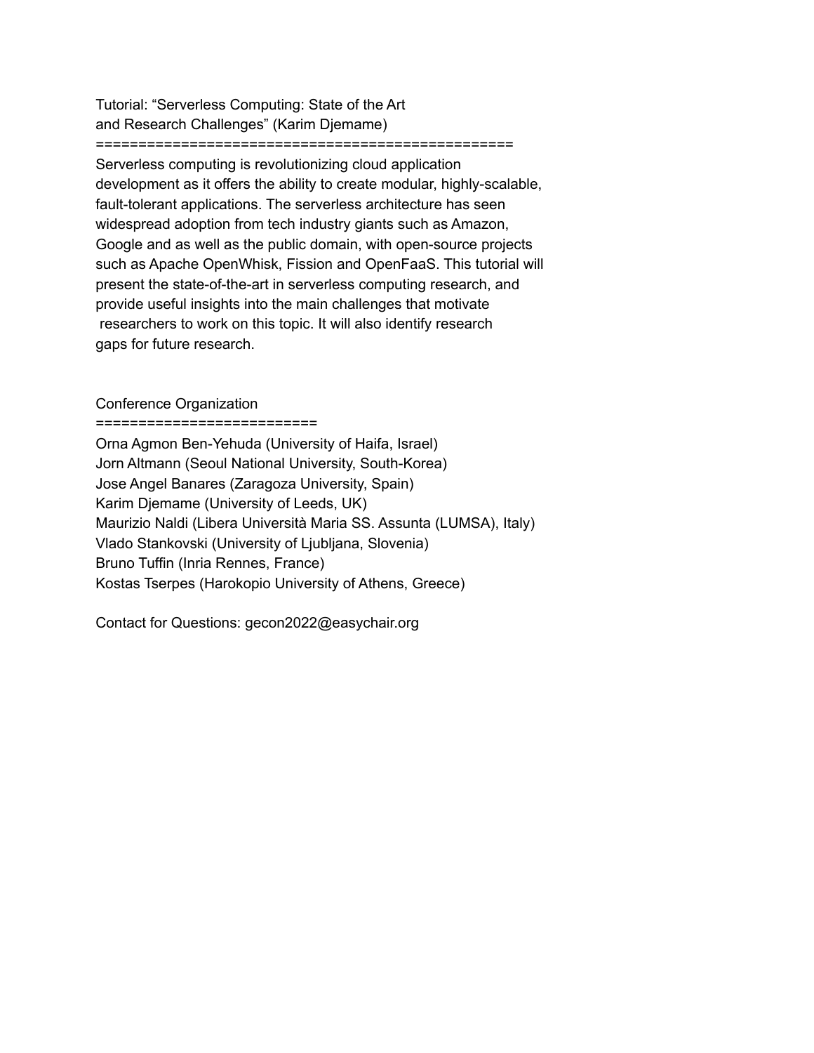## Tutorial: “Serverless Computing: State of the Art and Research Challenges” (Karim Djemame)

Serverless computing is revolutionizing cloud application development as it offers the ability to create modular, highly-scalable, fault-tolerant applications. The serverless architecture has seen widespread adoption from tech industry giants such as Amazon, Google and as well as the public domain, with open-source projects such as Apache OpenWhisk, Fission and OpenFaaS. This tutorial will present the state-of-the-art in serverless computing research, and provide useful insights into the main challenges that motivate researchers to work on this topic. It will also identify research gaps for future research.

## Conference Organization

Orna Agmon Ben-Yehuda (University of Haifa, Israel)
Jorn Altmann (Seoul National University, South-Korea)
Jose Angel Banares (Zaragoza University, Spain)
Karim Djemame (University of Leeds, UK)
Maurizio Naldi (Libera Università Maria SS. Assunta (LUMSA), Italy)
Vlado Stankovski (University of Ljubljana, Slovenia)
Bruno Tuffin (Inria Rennes, France)
Kostas Tserpes (Harokopio University of Athens, Greece)

Contact for Questions: gecon2022@easychair.org